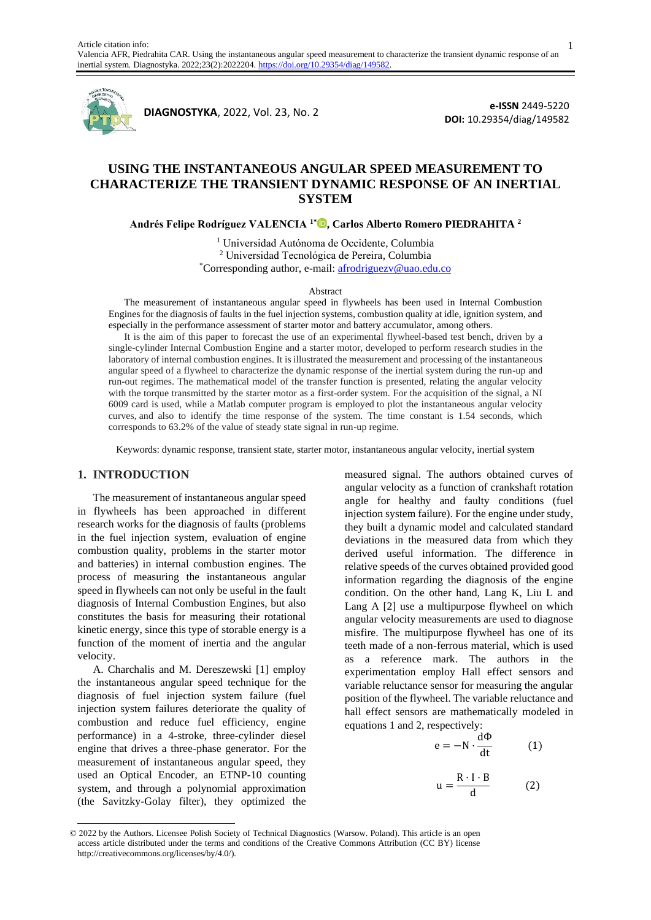Article citation info:
Valencia AFR, Piedrahita CAR. Using the instantaneous angular speed measurement to characterize the transient dynamic response of an inertial system. Diagnostyka. 2022;23(2):2022204. https://doi.org/10.29354/diag/149582.

**DIAGNOSTYKA**, 2022, Vol. 23, No. 2

**e-ISSN** 2449-5220
**DOI:** 10.29354/diag/149582

# USING THE INSTANTANEOUS ANGULAR SPEED MEASUREMENT TO CHARACTERIZE THE TRANSIENT DYNAMIC RESPONSE OF AN INERTIAL SYSTEM

**Andrés Felipe Rodríguez VALENCIA [1*], Carlos Alberto Romero PIEDRAHITA [2]**

[1] Universidad Autónoma de Occidente, Columbia
[2] Universidad Tecnológica de Pereira, Columbia
[*]Corresponding author, e-mail: afrodriguezv@uao.edu.co

Abstract

The measurement of instantaneous angular speed in flywheels has been used in Internal Combustion Engines for the diagnosis of faults in the fuel injection systems, combustion quality at idle, ignition system, and especially in the performance assessment of starter motor and battery accumulator, among others.

It is the aim of this paper to forecast the use of an experimental flywheel-based test bench, driven by a single-cylinder Internal Combustion Engine and a starter motor, developed to perform research studies in the laboratory of internal combustion engines. It is illustrated the measurement and processing of the instantaneous angular speed of a flywheel to characterize the dynamic response of the inertial system during the run-up and run-out regimes. The mathematical model of the transfer function is presented, relating the angular velocity with the torque transmitted by the starter motor as a first-order system. For the acquisition of the signal, a NI 6009 card is used, while a Matlab computer program is employed to plot the instantaneous angular velocity curves, and also to identify the time response of the system. The time constant is 1.54 seconds, which corresponds to 63.2% of the value of steady state signal in run-up regime.

Keywords: dynamic response, transient state, starter motor, instantaneous angular velocity, inertial system

## 1. INTRODUCTION

The measurement of instantaneous angular speed in flywheels has been approached in different research works for the diagnosis of faults (problems in the fuel injection system, evaluation of engine combustion quality, problems in the starter motor and batteries) in internal combustion engines. The process of measuring the instantaneous angular speed in flywheels can not only be useful in the fault diagnosis of Internal Combustion Engines, but also constitutes the basis for measuring their rotational kinetic energy, since this type of storable energy is a function of the moment of inertia and the angular velocity.

A. Charchalis and M. Dereszewski [1] employ the instantaneous angular speed technique for the diagnosis of fuel injection system failure (fuel injection system failures deteriorate the quality of combustion and reduce fuel efficiency, engine performance) in a 4-stroke, three-cylinder diesel engine that drives a three-phase generator. For the measurement of instantaneous angular speed, they used an Optical Encoder, an ETNP-10 counting system, and through a polynomial approximation (the Savitzky-Golay filter), they optimized the measured signal. The authors obtained curves of angular velocity as a function of crankshaft rotation angle for healthy and faulty conditions (fuel injection system failure). For the engine under study, they built a dynamic model and calculated standard deviations in the measured data from which they derived useful information. The difference in relative speeds of the curves obtained provided good information regarding the diagnosis of the engine condition. On the other hand, Lang K, Liu L and Lang A [2] use a multipurpose flywheel on which angular velocity measurements are used to diagnose misfire. The multipurpose flywheel has one of its teeth made of a non-ferrous material, which is used as a reference mark. The authors in the experimentation employ Hall effect sensors and variable reluctance sensor for measuring the angular position of the flywheel. The variable reluctance and hall effect sensors are mathematically modeled in equations 1 and 2, respectively:

$$e = -N \cdot \frac{d\Phi}{dt} \qquad (1)$$

$$u = \frac{R \cdot I \cdot B}{d} \qquad (2)$$

© 2022 by the Authors. Licensee Polish Society of Technical Diagnostics (Warsow. Poland). This article is an open access article distributed under the terms and conditions of the Creative Commons Attribution (CC BY) license http://creativecommons.org/licenses/by/4.0/).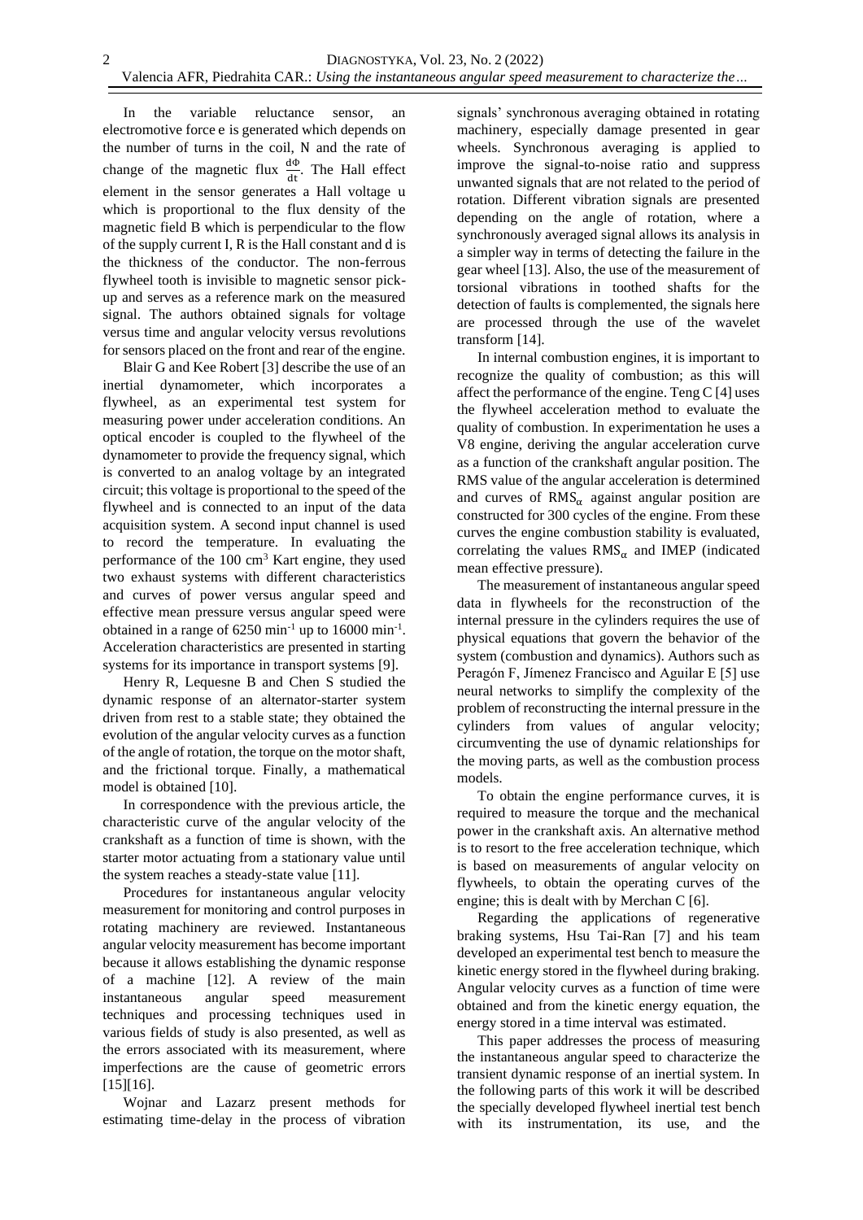In the variable reluctance sensor, an electromotive force e is generated which depends on the number of turns in the coil, N and the rate of change of the magnetic flux $\frac{d\Phi}{dt}$. The Hall effect element in the sensor generates a Hall voltage u which is proportional to the flux density of the magnetic field B which is perpendicular to the flow of the supply current I, R is the Hall constant and d is the thickness of the conductor. The non-ferrous flywheel tooth is invisible to magnetic sensor pick-up and serves as a reference mark on the measured signal. The authors obtained signals for voltage versus time and angular velocity versus revolutions for sensors placed on the front and rear of the engine.

Blair G and Kee Robert [3] describe the use of an inertial dynamometer, which incorporates a flywheel, as an experimental test system for measuring power under acceleration conditions. An optical encoder is coupled to the flywheel of the dynamometer to provide the frequency signal, which is converted to an analog voltage by an integrated circuit; this voltage is proportional to the speed of the flywheel and is connected to an input of the data acquisition system. A second input channel is used to record the temperature. In evaluating the performance of the 100 $cm^3$ Kart engine, they used two exhaust systems with different characteristics and curves of power versus angular speed and effective mean pressure versus angular speed were obtained in a range of 6250 $min^{-1}$ up to 16000 $min^{-1}$. Acceleration characteristics are presented in starting systems for its importance in transport systems [9].

Henry R, Lequesne B and Chen S studied the dynamic response of an alternator-starter system driven from rest to a stable state; they obtained the evolution of the angular velocity curves as a function of the angle of rotation, the torque on the motor shaft, and the frictional torque. Finally, a mathematical model is obtained [10].

In correspondence with the previous article, the characteristic curve of the angular velocity of the crankshaft as a function of time is shown, with the starter motor actuating from a stationary value until the system reaches a steady-state value [11].

Procedures for instantaneous angular velocity measurement for monitoring and control purposes in rotating machinery are reviewed. Instantaneous angular velocity measurement has become important because it allows establishing the dynamic response of a machine [12]. A review of the main instantaneous angular speed measurement techniques and processing techniques used in various fields of study is also presented, as well as the errors associated with its measurement, where imperfections are the cause of geometric errors [15][16].

Wojnar and Lazarz present methods for estimating time-delay in the process of vibration signals' synchronous averaging obtained in rotating machinery, especially damage presented in gear wheels. Synchronous averaging is applied to improve the signal-to-noise ratio and suppress unwanted signals that are not related to the period of rotation. Different vibration signals are presented depending on the angle of rotation, where a synchronously averaged signal allows its analysis in a simpler way in terms of detecting the failure in the gear wheel [13]. Also, the use of the measurement of torsional vibrations in toothed shafts for the detection of faults is complemented, the signals here are processed through the use of the wavelet transform [14].

In internal combustion engines, it is important to recognize the quality of combustion; as this will affect the performance of the engine. Teng C [4] uses the flywheel acceleration method to evaluate the quality of combustion. In experimentation he uses a V8 engine, deriving the angular acceleration curve as a function of the crankshaft angular position. The RMS value of the angular acceleration is determined and curves of $RMS_{\alpha}$ against angular position are constructed for 300 cycles of the engine. From these curves the engine combustion stability is evaluated, correlating the values $RMS_{\alpha}$ and IMEP (indicated mean effective pressure).

The measurement of instantaneous angular speed data in flywheels for the reconstruction of the internal pressure in the cylinders requires the use of physical equations that govern the behavior of the system (combustion and dynamics). Authors such as Peragón F, Jímenez Francisco and Aguilar E [5] use neural networks to simplify the complexity of the problem of reconstructing the internal pressure in the cylinders from values of angular velocity; circumventing the use of dynamic relationships for the moving parts, as well as the combustion process models.

To obtain the engine performance curves, it is required to measure the torque and the mechanical power in the crankshaft axis. An alternative method is to resort to the free acceleration technique, which is based on measurements of angular velocity on flywheels, to obtain the operating curves of the engine; this is dealt with by Merchan C [6].

Regarding the applications of regenerative braking systems, Hsu Tai-Ran [7] and his team developed an experimental test bench to measure the kinetic energy stored in the flywheel during braking. Angular velocity curves as a function of time were obtained and from the kinetic energy equation, the energy stored in a time interval was estimated.

This paper addresses the process of measuring the instantaneous angular speed to characterize the transient dynamic response of an inertial system. In the following parts of this work it will be described the specially developed flywheel inertial test bench with its instrumentation, its use, and the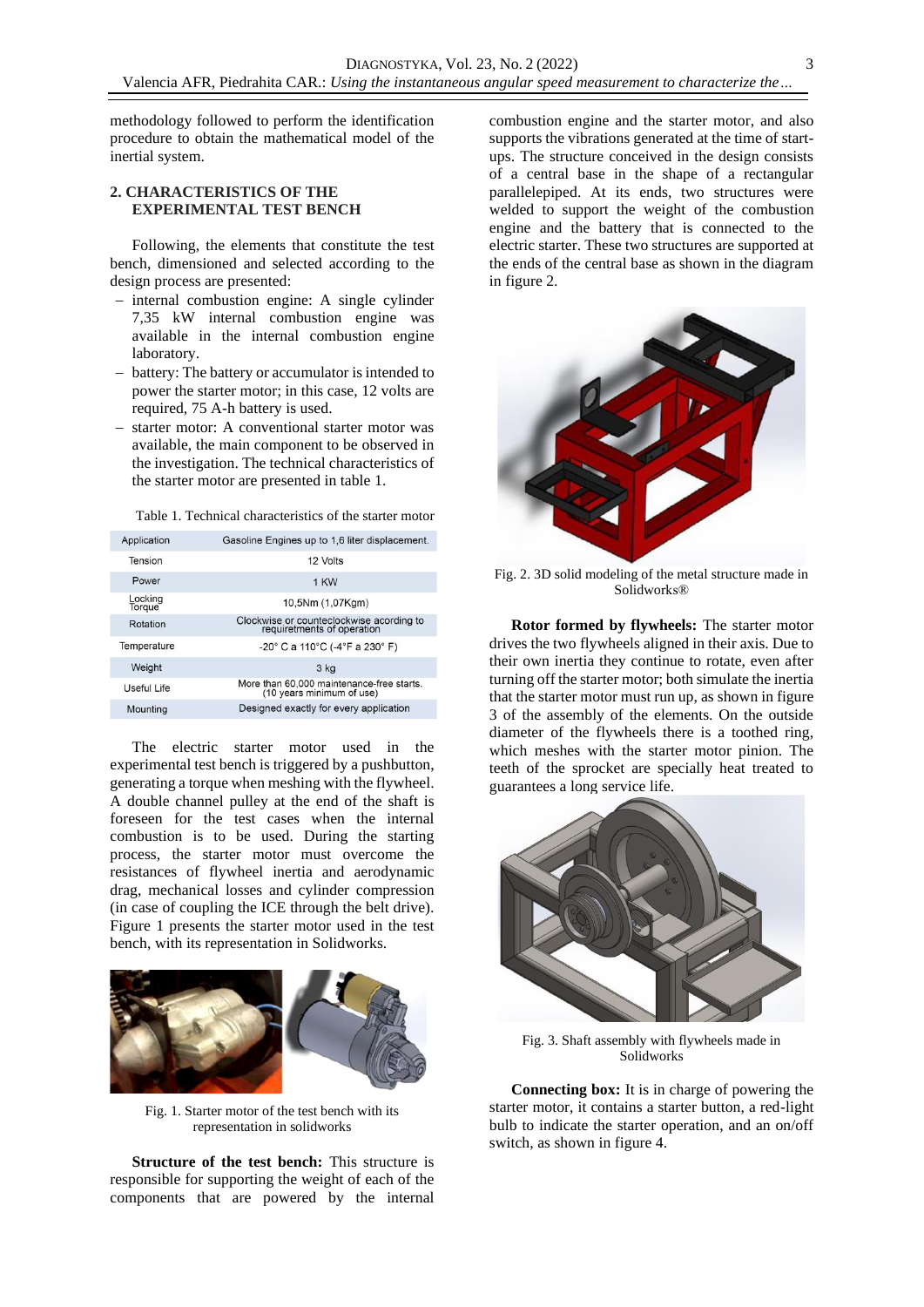methodology followed to perform the identification procedure to obtain the mathematical model of the inertial system.

## 2. CHARACTERISTICS OF THE EXPERIMENTAL TEST BENCH

Following, the elements that constitute the test bench, dimensioned and selected according to the design process are presented:

- internal combustion engine: A single cylinder 7,35 kW internal combustion engine was available in the internal combustion engine laboratory.
- battery: The battery or accumulator is intended to power the starter motor; in this case, 12 volts are required, 75 A-h battery is used.
- starter motor: A conventional starter motor was available, the main component to be observed in the investigation. The technical characteristics of the starter motor are presented in table 1.

Table 1. Technical characteristics of the starter motor

| | |
|---|---|
| Application | Gasoline Engines up to 1,6 liter displacement. |
| Tension | 12 Volts |
| Power | 1 KW |
| Locking Torque | 10,5Nm (1,07Kgm) |
| Rotation | Clockwise or counteclockwise acording to requiretments of operation |
| Temperature | -20° C a 110°C (-4°F a 230° F) |
| Weight | 3 kg |
| Useful Life | More than 60,000 maintenance-free starts. (10 years minimum of use) |
| Mounting | Designed exactly for every application |

The electric starter motor used in the experimental test bench is triggered by a pushbutton, generating a torque when meshing with the flywheel. A double channel pulley at the end of the shaft is foreseen for the test cases when the internal combustion is to be used. During the starting process, the starter motor must overcome the resistances of flywheel inertia and aerodynamic drag, mechanical losses and cylinder compression (in case of coupling the ICE through the belt drive). Figure 1 presents the starter motor used in the test bench, with its representation in Solidworks.

Fig. 1. Starter motor of the test bench with its representation in solidworks

**Structure of the test bench:** This structure is responsible for supporting the weight of each of the components that are powered by the internal combustion engine and the starter motor, and also supports the vibrations generated at the time of start-ups. The structure conceived in the design consists of a central base in the shape of a rectangular parallelepiped. At its ends, two structures were welded to support the weight of the combustion engine and the battery that is connected to the electric starter. These two structures are supported at the ends of the central base as shown in the diagram in figure 2.

Fig. 2. 3D solid modeling of the metal structure made in Solidworks®

**Rotor formed by flywheels:** The starter motor drives the two flywheels aligned in their axis. Due to their own inertia they continue to rotate, even after turning off the starter motor; both simulate the inertia that the starter motor must run up, as shown in figure 3 of the assembly of the elements. On the outside diameter of the flywheels there is a toothed ring, which meshes with the starter motor pinion. The teeth of the sprocket are specially heat treated to guarantees a long service life.

Fig. 3. Shaft assembly with flywheels made in Solidworks

**Connecting box:** It is in charge of powering the starter motor, it contains a starter button, a red-light bulb to indicate the starter operation, and an on/off switch, as shown in figure 4.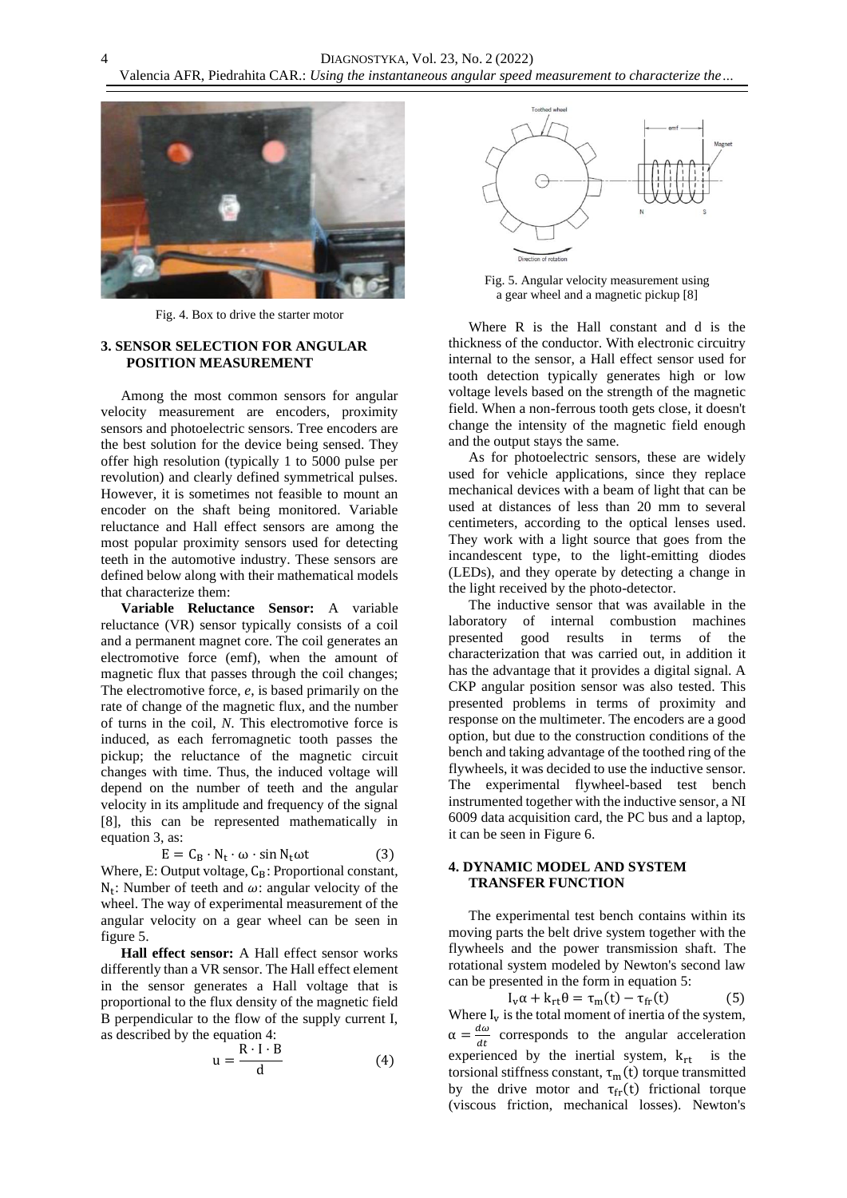Fig. 4. Box to drive the starter motor

## 3. SENSOR SELECTION FOR ANGULAR POSITION MEASUREMENT

Among the most common sensors for angular velocity measurement are encoders, proximity sensors and photoelectric sensors. Tree encoders are the best solution for the device being sensed. They offer high resolution (typically 1 to 5000 pulse per revolution) and clearly defined symmetrical pulses. However, it is sometimes not feasible to mount an encoder on the shaft being monitored. Variable reluctance and Hall effect sensors are among the most popular proximity sensors used for detecting teeth in the automotive industry. These sensors are defined below along with their mathematical models that characterize them:

**Variable Reluctance Sensor:** A variable reluctance (VR) sensor typically consists of a coil and a permanent magnet core. The coil generates an electromotive force (emf), when the amount of magnetic flux that passes through the coil changes; The electromotive force, *e*, is based primarily on the rate of change of the magnetic flux, and the number of turns in the coil, *N*. This electromotive force is induced, as each ferromagnetic tooth passes the pickup; the reluctance of the magnetic circuit changes with time. Thus, the induced voltage will depend on the number of teeth and the angular velocity in its amplitude and frequency of the signal [8], this can be represented mathematically in equation 3, as:

$$E = C_B \cdot N_t \cdot \omega \cdot \sin N_t \omega t \tag{3}$$

Where, E: Output voltage, $C_B$: Proportional constant, $N_t$: Number of teeth and $\omega$: angular velocity of the wheel. The way of experimental measurement of the angular velocity on a gear wheel can be seen in figure 5.

**Hall effect sensor:** A Hall effect sensor works differently than a VR sensor. The Hall effect element in the sensor generates a Hall voltage that is proportional to the flux density of the magnetic field B perpendicular to the flow of the supply current I, as described by the equation 4:

$$u = \frac{R \cdot I \cdot B}{d} \tag{4}$$

Fig. 5. Angular velocity measurement using a gear wheel and a magnetic pickup [8]

Where R is the Hall constant and d is the thickness of the conductor. With electronic circuitry internal to the sensor, a Hall effect sensor used for tooth detection typically generates high or low voltage levels based on the strength of the magnetic field. When a non-ferrous tooth gets close, it doesn't change the intensity of the magnetic field enough and the output stays the same.

As for photoelectric sensors, these are widely used for vehicle applications, since they replace mechanical devices with a beam of light that can be used at distances of less than 20 mm to several centimeters, according to the optical lenses used. They work with a light source that goes from the incandescent type, to the light-emitting diodes (LEDs), and they operate by detecting a change in the light received by the photo-detector.

The inductive sensor that was available in the laboratory of internal combustion machines presented good results in terms of the characterization that was carried out, in addition it has the advantage that it provides a digital signal. A CKP angular position sensor was also tested. This presented problems in terms of proximity and response on the multimeter. The encoders are a good option, but due to the construction conditions of the bench and taking advantage of the toothed ring of the flywheels, it was decided to use the inductive sensor. The experimental flywheel-based test bench instrumented together with the inductive sensor, a NI 6009 data acquisition card, the PC bus and a laptop, it can be seen in Figure 6.

## 4. DYNAMIC MODEL AND SYSTEM TRANSFER FUNCTION

The experimental test bench contains within its moving parts the belt drive system together with the flywheels and the power transmission shaft. The rotational system modeled by Newton's second law can be presented in the form in equation 5:

$$I_v \alpha + k_{rt} \theta = \tau_m(t) - \tau_{fr}(t) \tag{5}$$

Where $I_v$ is the total moment of inertia of the system, $\alpha = \frac{d\omega}{dt}$ corresponds to the angular acceleration experienced by the inertial system, $k_{rt}$ is the torsional stiffness constant, $\tau_m(t)$ torque transmitted by the drive motor and $\tau_{fr}(t)$ frictional torque (viscous friction, mechanical losses). Newton's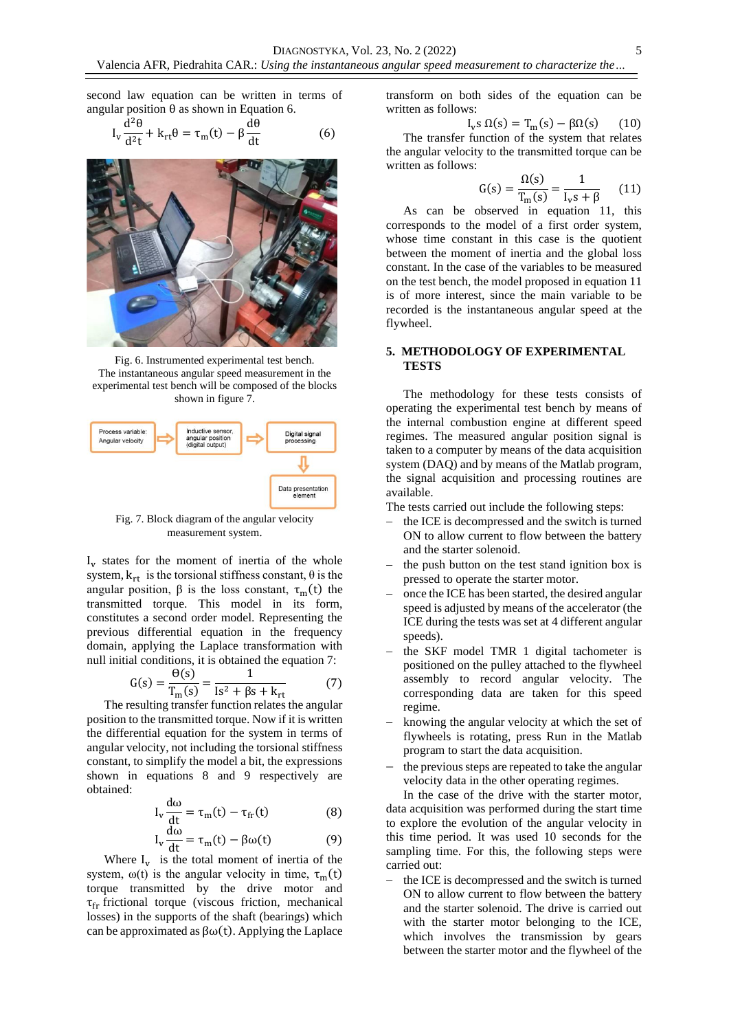second law equation can be written in terms of angular position θ as shown in Equation 6.

$$I_v \frac{d^2\theta}{d^2t} + k_{rt}\theta = \tau_m(t) - \beta\frac{d\theta}{dt} \quad (6)$$

Fig. 6. Instrumented experimental test bench.

The instantaneous angular speed measurement in the experimental test bench will be composed of the blocks shown in figure 7.

Fig. 7. Block diagram of the angular velocity measurement system.

$I_v$ states for the moment of inertia of the whole system, $k_{rt}$ is the torsional stiffness constant, θ is the angular position, β is the loss constant, $\tau_m(t)$ the transmitted torque. This model in its form, constitutes a second order model. Representing the previous differential equation in the frequency domain, applying the Laplace transformation with null initial conditions, it is obtained the equation 7:

$$G(s) = \frac{\Theta(s)}{T_m(s)} = \frac{1}{Is^2 + \beta s + k_{rt}} \quad (7)$$

The resulting transfer function relates the angular position to the transmitted torque. Now if it is written the differential equation for the system in terms of angular velocity, not including the torsional stiffness constant, to simplify the model a bit, the expressions shown in equations 8 and 9 respectively are obtained:

$$I_v \frac{d\omega}{dt} = \tau_m(t) - \tau_{fr}(t) \quad (8)$$

$$I_v \frac{d\omega}{dt} = \tau_m(t) - \beta\omega(t) \quad (9)$$

Where $I_v$ is the total moment of inertia of the system, ω(t) is the angular velocity in time, $\tau_m(t)$ torque transmitted by the drive motor and $\tau_{fr}$ frictional torque (viscous friction, mechanical losses) in the supports of the shaft (bearings) which can be approximated as $\beta\omega(t)$. Applying the Laplace transform on both sides of the equation can be written as follows:

$$I_v s\, \Omega(s) = T_m(s) - \beta\Omega(s) \quad (10)$$

The transfer function of the system that relates the angular velocity to the transmitted torque can be written as follows:

$$G(s) = \frac{\Omega(s)}{T_m(s)} = \frac{1}{I_v s + \beta} \quad (11)$$

As can be observed in equation 11, this corresponds to the model of a first order system, whose time constant in this case is the quotient between the moment of inertia and the global loss constant. In the case of the variables to be measured on the test bench, the model proposed in equation 11 is of more interest, since the main variable to be recorded is the instantaneous angular speed at the flywheel.

## 5. METHODOLOGY OF EXPERIMENTAL TESTS

The methodology for these tests consists of operating the experimental test bench by means of the internal combustion engine at different speed regimes. The measured angular position signal is taken to a computer by means of the data acquisition system (DAQ) and by means of the Matlab program, the signal acquisition and processing routines are available.

The tests carried out include the following steps:

- the ICE is decompressed and the switch is turned ON to allow current to flow between the battery and the starter solenoid.
- the push button on the test stand ignition box is pressed to operate the starter motor.
- once the ICE has been started, the desired angular speed is adjusted by means of the accelerator (the ICE during the tests was set at 4 different angular speeds).
- the SKF model TMR 1 digital tachometer is positioned on the pulley attached to the flywheel assembly to record angular velocity. The corresponding data are taken for this speed regime.
- knowing the angular velocity at which the set of flywheels is rotating, press Run in the Matlab program to start the data acquisition.
- the previous steps are repeated to take the angular velocity data in the other operating regimes.

In the case of the drive with the starter motor, data acquisition was performed during the start time to explore the evolution of the angular velocity in this time period. It was used 10 seconds for the sampling time. For this, the following steps were carried out:

- the ICE is decompressed and the switch is turned ON to allow current to flow between the battery and the starter solenoid. The drive is carried out with the starter motor belonging to the ICE, which involves the transmission by gears between the starter motor and the flywheel of the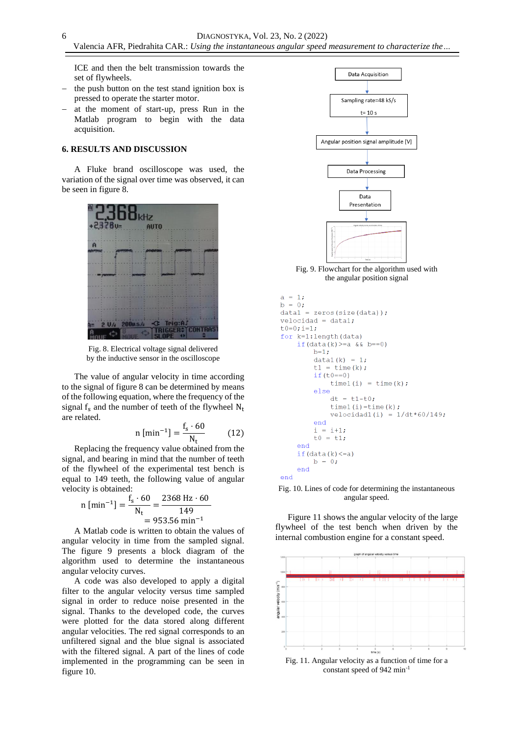ICE and then the belt transmission towards the set of flywheels.

- the push button on the test stand ignition box is pressed to operate the starter motor.
- at the moment of start-up, press Run in the Matlab program to begin with the data acquisition.

## 6. RESULTS AND DISCUSSION

A Fluke brand oscilloscope was used, the variation of the signal over time was observed, it can be seen in figure 8.

Fig. 8. Electrical voltage signal delivered by the inductive sensor in the oscilloscope

The value of angular velocity in time according to the signal of figure 8 can be determined by means of the following equation, where the frequency of the signal $f_s$ and the number of teeth of the flywheel $N_t$ are related.

$$n\ [\text{min}^{-1}] = \frac{f_s \cdot 60}{N_t} \qquad (12)$$

Replacing the frequency value obtained from the signal, and bearing in mind that the number of teeth of the flywheel of the experimental test bench is equal to 149 teeth, the following value of angular velocity is obtained:

$$n\ [\text{min}^{-1}] = \frac{f_s \cdot 60}{N_t} = \frac{2368\ \text{Hz} \cdot 60}{149} = 953.56\ \text{min}^{-1}$$

A Matlab code is written to obtain the values of angular velocity in time from the sampled signal. The figure 9 presents a block diagram of the algorithm used to determine the instantaneous angular velocity curves.

A code was also developed to apply a digital filter to the angular velocity versus time sampled signal in order to reduce noise presented in the signal. Thanks to the developed code, the curves were plotted for the data stored along different angular velocities. The red signal corresponds to an unfiltered signal and the blue signal is associated with the filtered signal. A part of the lines of code implemented in the programming can be seen in figure 10.

Fig. 9. Flowchart for the algorithm used with the angular position signal

```
a = 1;
b = 0;
data1 = zeros(size(data));
velocidad = data1;
t0=0;i=1;
for k=1:length(data)
    if(data(k)>=a && b==0)
        b=1;
        data1(k) = 1;
        t1 = time(k);
        if(t0==0)
            time1(i) = time(k);
        else
            dt = t1-t0;
            time1(i)=time(k);
            velocidad1(i) = 1/dt*60/149;
        end
        i = i+1;
        t0 = t1;
    end
    if(data(k)<=a)
        b = 0;
    end
end
```

Fig. 10. Lines of code for determining the instantaneous angular speed.

Figure 11 shows the angular velocity of the large flywheel of the test bench when driven by the internal combustion engine for a constant speed.

Fig. 11. Angular velocity as a function of time for a constant speed of 942 min$^{-1}$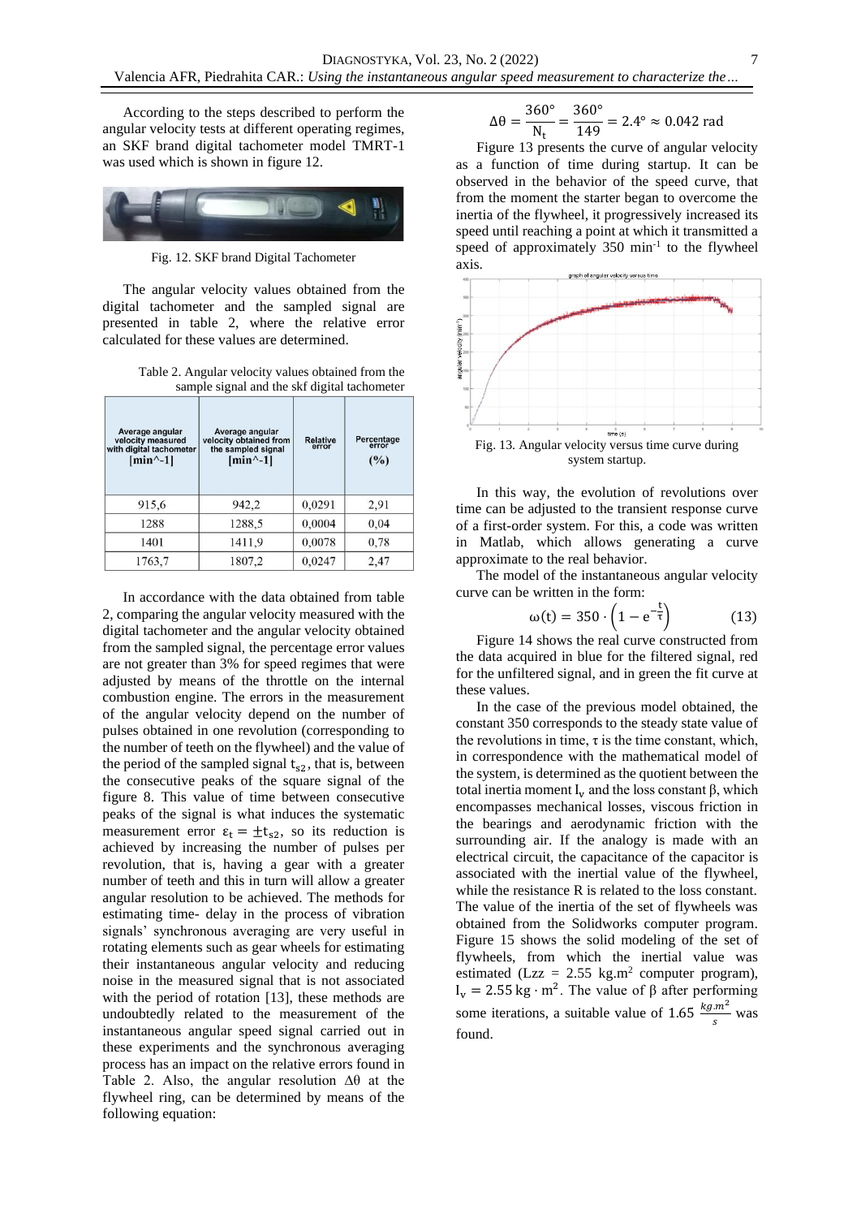According to the steps described to perform the angular velocity tests at different operating regimes, an SKF brand digital tachometer model TMRT-1 was used which is shown in figure 12.

Fig. 12. SKF brand Digital Tachometer

The angular velocity values obtained from the digital tachometer and the sampled signal are presented in table 2, where the relative error calculated for these values are determined.

Table 2. Angular velocity values obtained from the sample signal and the skf digital tachometer

| Average angular velocity measured with digital tachometer [min^-1] | Average angular velocity obtained from the sampled signal [min^-1] | Relative error | Percentage error (%) |
|---|---|---|---|
| 915,6 | 942,2 | 0,0291 | 2,91 |
| 1288 | 1288,5 | 0,0004 | 0,04 |
| 1401 | 1411,9 | 0,0078 | 0,78 |
| 1763,7 | 1807,2 | 0,0247 | 2,47 |

In accordance with the data obtained from table 2, comparing the angular velocity measured with the digital tachometer and the angular velocity obtained from the sampled signal, the percentage error values are not greater than 3% for speed regimes that were adjusted by means of the throttle on the internal combustion engine. The errors in the measurement of the angular velocity depend on the number of pulses obtained in one revolution (corresponding to the number of teeth on the flywheel) and the value of the period of the sampled signal $t_{s2}$, that is, between the consecutive peaks of the square signal of the figure 8. This value of time between consecutive peaks of the signal is what induces the systematic measurement error $\varepsilon_t = \pm t_{s2}$, so its reduction is achieved by increasing the number of pulses per revolution, that is, having a gear with a greater number of teeth and this in turn will allow a greater angular resolution to be achieved. The methods for estimating time- delay in the process of vibration signals' synchronous averaging are very useful in rotating elements such as gear wheels for estimating their instantaneous angular velocity and reducing noise in the measured signal that is not associated with the period of rotation [13], these methods are undoubtedly related to the measurement of the instantaneous angular speed signal carried out in these experiments and the synchronous averaging process has an impact on the relative errors found in Table 2. Also, the angular resolution $\Delta\theta$ at the flywheel ring, can be determined by means of the following equation:

$$\Delta\theta = \frac{360°}{N_t} = \frac{360°}{149} = 2.4° \approx 0.042 \text{ rad}$$

Figure 13 presents the curve of angular velocity as a function of time during startup. It can be observed in the behavior of the speed curve, that from the moment the starter began to overcome the inertia of the flywheel, it progressively increased its speed until reaching a point at which it transmitted a speed of approximately 350 min$^{-1}$ to the flywheel axis.

Fig. 13. Angular velocity versus time curve during system startup.

In this way, the evolution of revolutions over time can be adjusted to the transient response curve of a first-order system. For this, a code was written in Matlab, which allows generating a curve approximate to the real behavior.

The model of the instantaneous angular velocity curve can be written in the form:

$$\omega(t) = 350 \cdot \left(1 - e^{-\frac{t}{\tau}}\right) \tag{13}$$

Figure 14 shows the real curve constructed from the data acquired in blue for the filtered signal, red for the unfiltered signal, and in green the fit curve at these values.

In the case of the previous model obtained, the constant 350 corresponds to the steady state value of the revolutions in time, $\tau$ is the time constant, which, in correspondence with the mathematical model of the system, is determined as the quotient between the total inertia moment $I_v$ and the loss constant $\beta$, which encompasses mechanical losses, viscous friction in the bearings and aerodynamic friction with the surrounding air. If the analogy is made with an electrical circuit, the capacitance of the capacitor is associated with the inertial value of the flywheel, while the resistance R is related to the loss constant. The value of the inertia of the set of flywheels was obtained from the Solidworks computer program. Figure 15 shows the solid modeling of the set of flywheels, from which the inertial value was estimated (Lzz = 2.55 kg.m$^2$ computer program), $I_v = 2.55 \text{ kg} \cdot \text{m}^2$. The value of $\beta$ after performing some iterations, a suitable value of 1.65 $\frac{kg.m^2}{s}$ was found.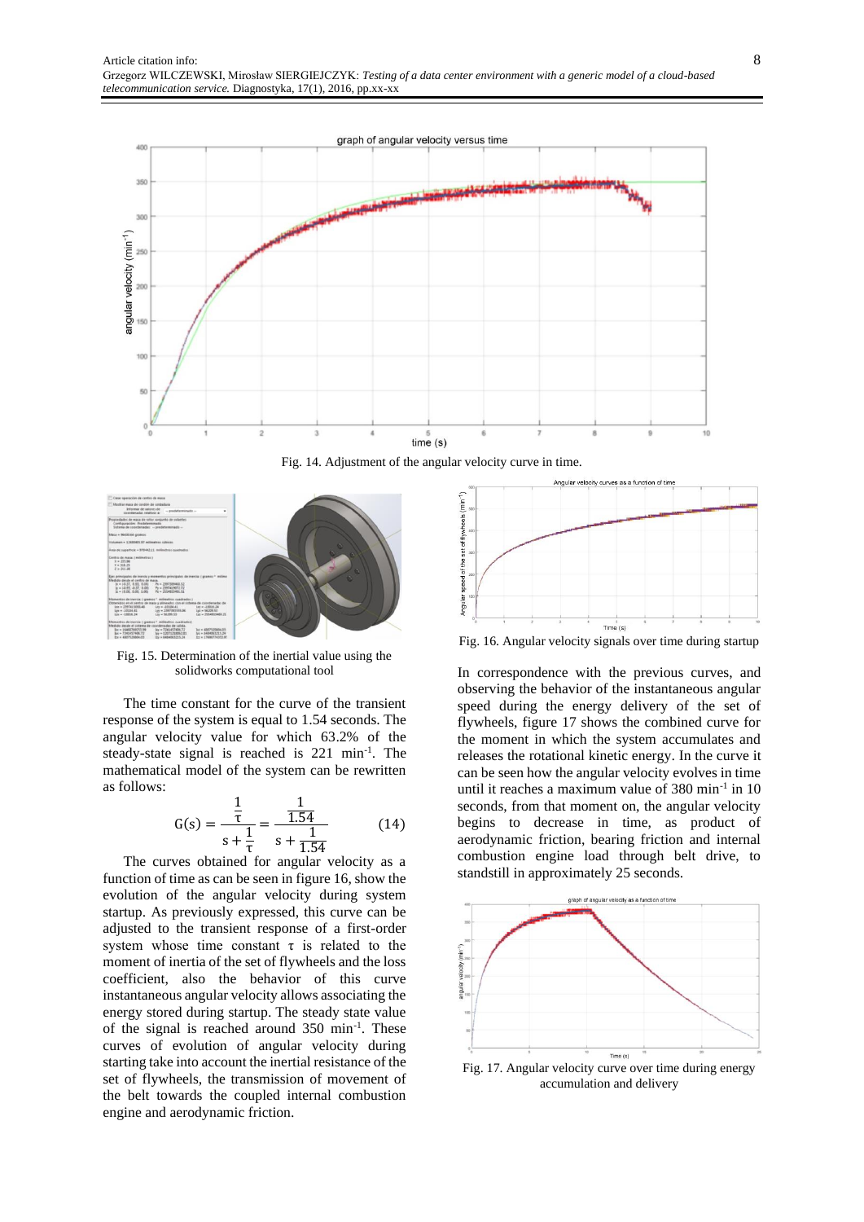Fig. 14. Adjustment of the angular velocity curve in time.

Fig. 15. Determination of the inertial value using the solidworks computational tool

The time constant for the curve of the transient response of the system is equal to 1.54 seconds. The angular velocity value for which 63.2% of the steady-state signal is reached is 221 $min^{-1}$. The mathematical model of the system can be rewritten as follows:

$$G(s) = \frac{\frac{1}{\tau}}{s + \frac{1}{\tau}} = \frac{\frac{1}{1.54}}{s + \frac{1}{1.54}} \qquad (14)$$

The curves obtained for angular velocity as a function of time as can be seen in figure 16, show the evolution of the angular velocity during system startup. As previously expressed, this curve can be adjusted to the transient response of a first-order system whose time constant τ is related to the moment of inertia of the set of flywheels and the loss coefficient, also the behavior of this curve instantaneous angular velocity allows associating the energy stored during startup. The steady state value of the signal is reached around 350 $min^{-1}$. These curves of evolution of angular velocity during starting take into account the inertial resistance of the set of flywheels, the transmission of movement of the belt towards the coupled internal combustion engine and aerodynamic friction.

Fig. 16. Angular velocity signals over time during startup

In correspondence with the previous curves, and observing the behavior of the instantaneous angular speed during the energy delivery of the set of flywheels, figure 17 shows the combined curve for the moment in which the system accumulates and releases the rotational kinetic energy. In the curve it can be seen how the angular velocity evolves in time until it reaches a maximum value of 380 $min^{-1}$ in 10 seconds, from that moment on, the angular velocity begins to decrease in time, as product of aerodynamic friction, bearing friction and internal combustion engine load through belt drive, to standstill in approximately 25 seconds.

Fig. 17. Angular velocity curve over time during energy accumulation and delivery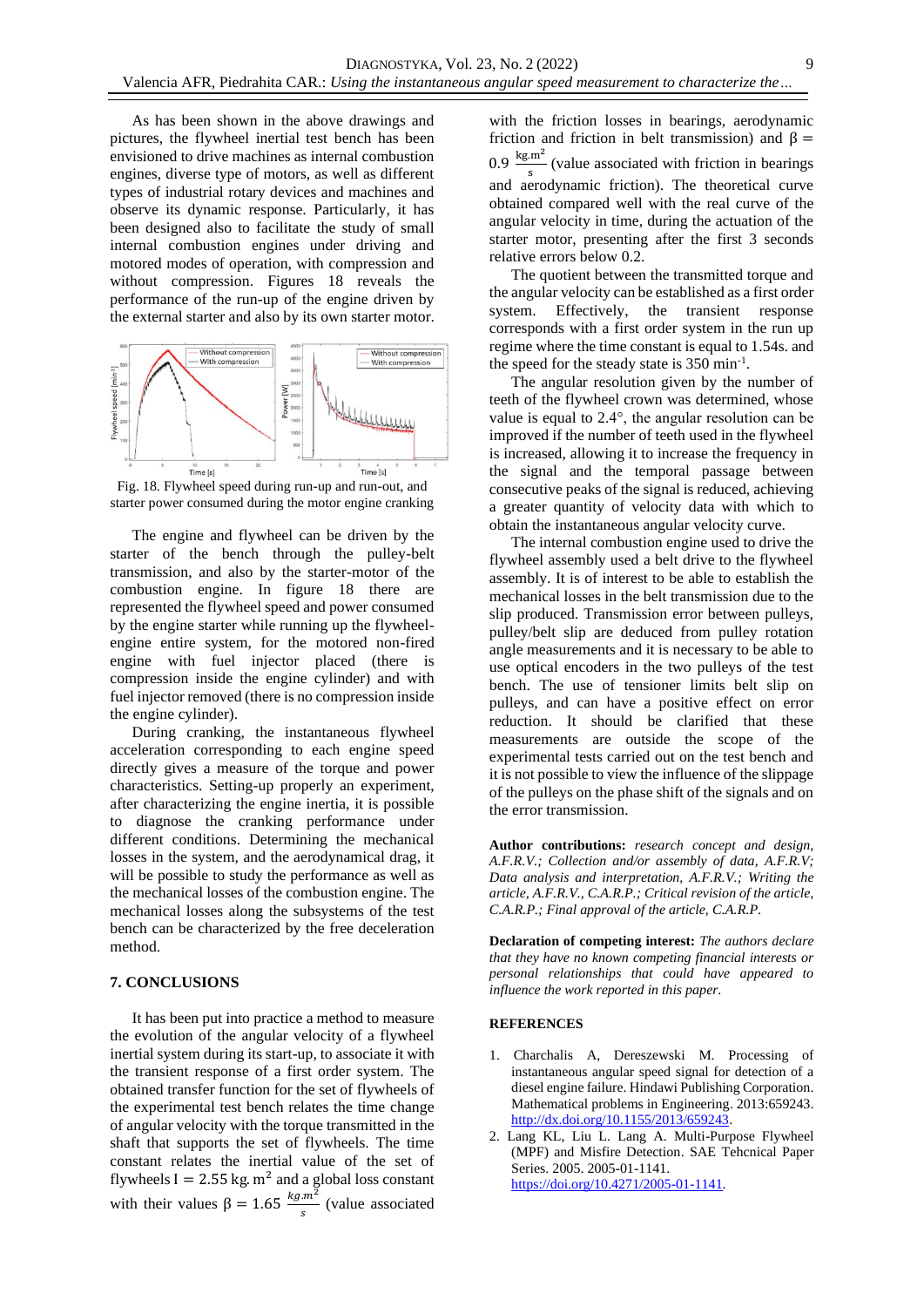As has been shown in the above drawings and pictures, the flywheel inertial test bench has been envisioned to drive machines as internal combustion engines, diverse type of motors, as well as different types of industrial rotary devices and machines and observe its dynamic response. Particularly, it has been designed also to facilitate the study of small internal combustion engines under driving and motored modes of operation, with compression and without compression. Figures 18 reveals the performance of the run-up of the engine driven by the external starter and also by its own starter motor.

Fig. 18. Flywheel speed during run-up and run-out, and starter power consumed during the motor engine cranking

The engine and flywheel can be driven by the starter of the bench through the pulley-belt transmission, and also by the starter-motor of the combustion engine. In figure 18 there are represented the flywheel speed and power consumed by the engine starter while running up the flywheel-engine entire system, for the motored non-fired engine with fuel injector placed (there is compression inside the engine cylinder) and with fuel injector removed (there is no compression inside the engine cylinder).

During cranking, the instantaneous flywheel acceleration corresponding to each engine speed directly gives a measure of the torque and power characteristics. Setting-up properly an experiment, after characterizing the engine inertia, it is possible to diagnose the cranking performance under different conditions. Determining the mechanical losses in the system, and the aerodynamical drag, it will be possible to study the performance as well as the mechanical losses of the combustion engine. The mechanical losses along the subsystems of the test bench can be characterized by the free deceleration method.

## 7. CONCLUSIONS

It has been put into practice a method to measure the evolution of the angular velocity of a flywheel inertial system during its start-up, to associate it with the transient response of a first order system. The obtained transfer function for the set of flywheels of the experimental test bench relates the time change of angular velocity with the torque transmitted in the shaft that supports the set of flywheels. The time constant relates the inertial value of the set of flywheels $\mathrm{I} = 2.55\ \mathrm{kg.m^2}$ and a global loss constant with their values $\beta = 1.65\ \frac{kg.m^2}{s}$ (value associated with the friction losses in bearings, aerodynamic friction and friction in belt transmission) and $\beta = 0.9\ \frac{\mathrm{kg.m^2}}{\mathrm{s}}$ (value associated with friction in bearings and aerodynamic friction). The theoretical curve obtained compared well with the real curve of the angular velocity in time, during the actuation of the starter motor, presenting after the first 3 seconds relative errors below 0.2.

The quotient between the transmitted torque and the angular velocity can be established as a first order system. Effectively, the transient response corresponds with a first order system in the run up regime where the time constant is equal to 1.54s. and the speed for the steady state is 350 $\mathrm{min^{-1}}$.

The angular resolution given by the number of teeth of the flywheel crown was determined, whose value is equal to 2.4°, the angular resolution can be improved if the number of teeth used in the flywheel is increased, allowing it to increase the frequency in the signal and the temporal passage between consecutive peaks of the signal is reduced, achieving a greater quantity of velocity data with which to obtain the instantaneous angular velocity curve.

The internal combustion engine used to drive the flywheel assembly used a belt drive to the flywheel assembly. It is of interest to be able to establish the mechanical losses in the belt transmission due to the slip produced. Transmission error between pulleys, pulley/belt slip are deduced from pulley rotation angle measurements and it is necessary to be able to use optical encoders in the two pulleys of the test bench. The use of tensioner limits belt slip on pulleys, and can have a positive effect on error reduction. It should be clarified that these measurements are outside the scope of the experimental tests carried out on the test bench and it is not possible to view the influence of the slippage of the pulleys on the phase shift of the signals and on the error transmission.

**Author contributions:** *research concept and design, A.F.R.V.; Collection and/or assembly of data, A.F.R.V; Data analysis and interpretation, A.F.R.V.; Writing the article, A.F.R.V., C.A.R.P.; Critical revision of the article, C.A.R.P.; Final approval of the article, C.A.R.P.*

**Declaration of competing interest:** *The authors declare that they have no known competing financial interests or personal relationships that could have appeared to influence the work reported in this paper.*

## REFERENCES

1. Charchalis A, Dereszewski M. Processing of instantaneous angular speed signal for detection of a diesel engine failure. Hindawi Publishing Corporation. Mathematical problems in Engineering. 2013:659243. http://dx.doi.org/10.1155/2013/659243.
2. Lang KL, Liu L. Lang A. Multi-Purpose Flywheel (MPF) and Misfire Detection. SAE Tehcnical Paper Series. 2005. 2005-01-1141. https://doi.org/10.4271/2005-01-1141.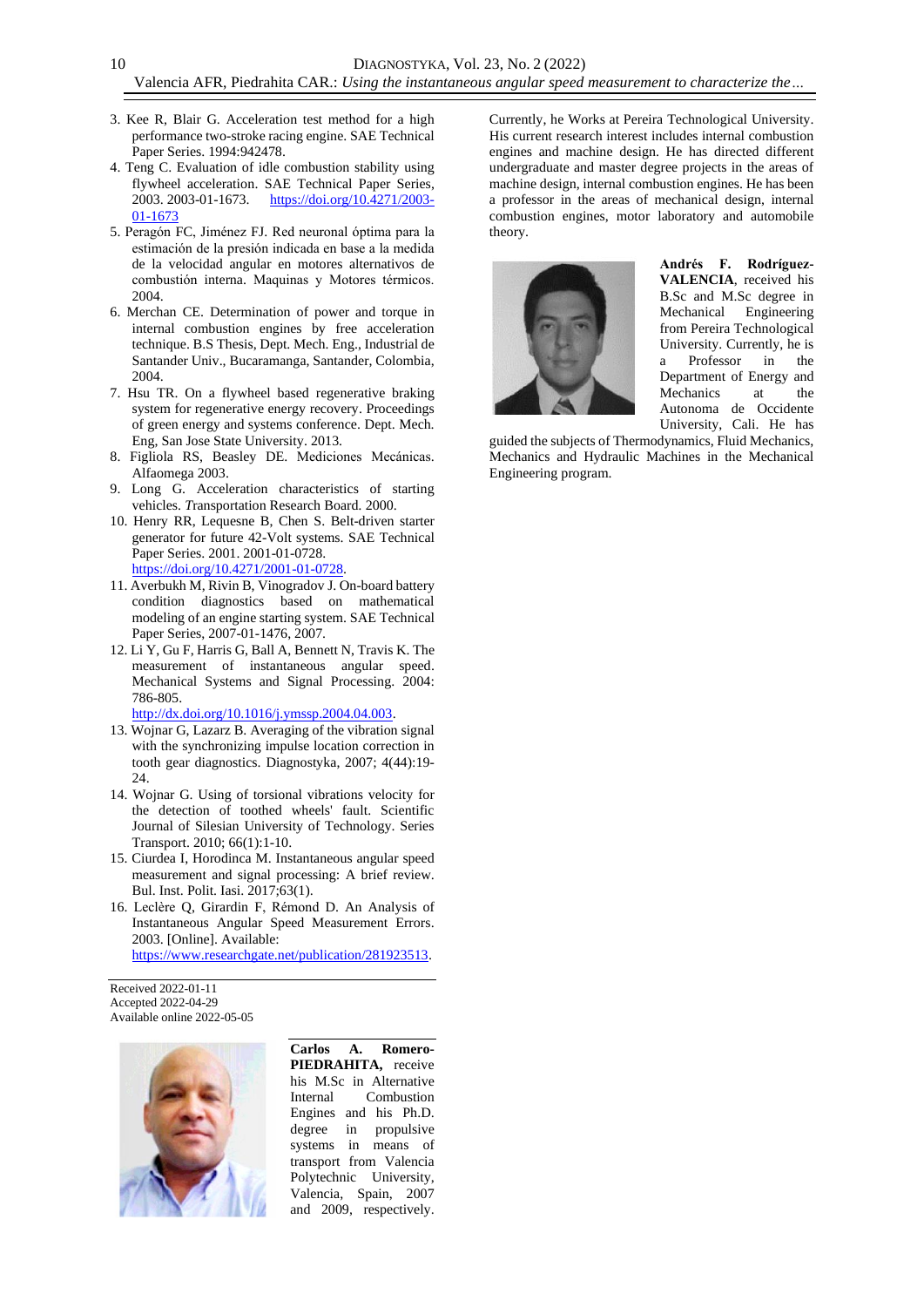3. Kee R, Blair G. Acceleration test method for a high performance two-stroke racing engine. SAE Technical Paper Series. 1994:942478.
4. Teng C. Evaluation of idle combustion stability using flywheel acceleration. SAE Technical Paper Series, 2003. 2003-01-1673. https://doi.org/10.4271/2003-01-1673
5. Peragón FC, Jiménez FJ. Red neuronal óptima para la estimación de la presión indicada en base a la medida de la velocidad angular en motores alternativos de combustión interna. Maquinas y Motores térmicos. 2004.
6. Merchan CE. Determination of power and torque in internal combustion engines by free acceleration technique. B.S Thesis, Dept. Mech. Eng., Industrial de Santander Univ., Bucaramanga, Santander, Colombia, 2004.
7. Hsu TR. On a flywheel based regenerative braking system for regenerative energy recovery. Proceedings of green energy and systems conference. Dept. Mech. Eng, San Jose State University. 2013.
8. Figliola RS, Beasley DE. Mediciones Mecánicas. Alfaomega 2003.
9. Long G. Acceleration characteristics of starting vehicles. *T*ransportation Research Board. 2000.
10. Henry RR, Lequesne B, Chen S. Belt-driven starter generator for future 42-Volt systems. SAE Technical Paper Series. 2001. 2001-01-0728. https://doi.org/10.4271/2001-01-0728.
11. Averbukh M, Rivin B, Vinogradov J. On-board battery condition diagnostics based on mathematical modeling of an engine starting system. SAE Technical Paper Series, 2007-01-1476, 2007.
12. Li Y, Gu F, Harris G, Ball A, Bennett N, Travis K. The measurement of instantaneous angular speed. Mechanical Systems and Signal Processing. 2004: 786-805. http://dx.doi.org/10.1016/j.ymssp.2004.04.003.
13. Wojnar G, Lazarz B. Averaging of the vibration signal with the synchronizing impulse location correction in tooth gear diagnostics. Diagnostyka, 2007; 4(44):19-24.
14. Wojnar G. Using of torsional vibrations velocity for the detection of toothed wheels' fault. Scientific Journal of Silesian University of Technology. Series Transport. 2010; 66(1):1-10.
15. Ciurdea I, Horodinca M. Instantaneous angular speed measurement and signal processing: A brief review. Bul. Inst. Polit. Iasi. 2017;63(1).
16. Leclère Q, Girardin F, Rémond D. An Analysis of Instantaneous Angular Speed Measurement Errors. 2003. [Online]. Available: https://www.researchgate.net/publication/281923513.

Received 2022-01-11
Accepted 2022-04-29
Available online 2022-05-05

**Carlos A. Romero-PIEDRAHITA,** receive his M.Sc in Alternative Internal Combustion Engines and his Ph.D. degree in propulsive systems in means of transport from Valencia Polytechnic University, Valencia, Spain, 2007 and 2009, respectively. Currently, he Works at Pereira Technological University. His current research interest includes internal combustion engines and machine design. He has directed different undergraduate and master degree projects in the areas of machine design, internal combustion engines. He has been a professor in the areas of mechanical design, internal combustion engines, motor laboratory and automobile theory.

**Andrés F. Rodríguez-VALENCIA**, received his B.Sc and M.Sc degree in Mechanical Engineering from Pereira Technological University. Currently, he is a Professor in the Department of Energy and Mechanics at the Autonoma de Occidente University, Cali. He has guided the subjects of Thermodynamics, Fluid Mechanics, Mechanics and Hydraulic Machines in the Mechanical Engineering program.